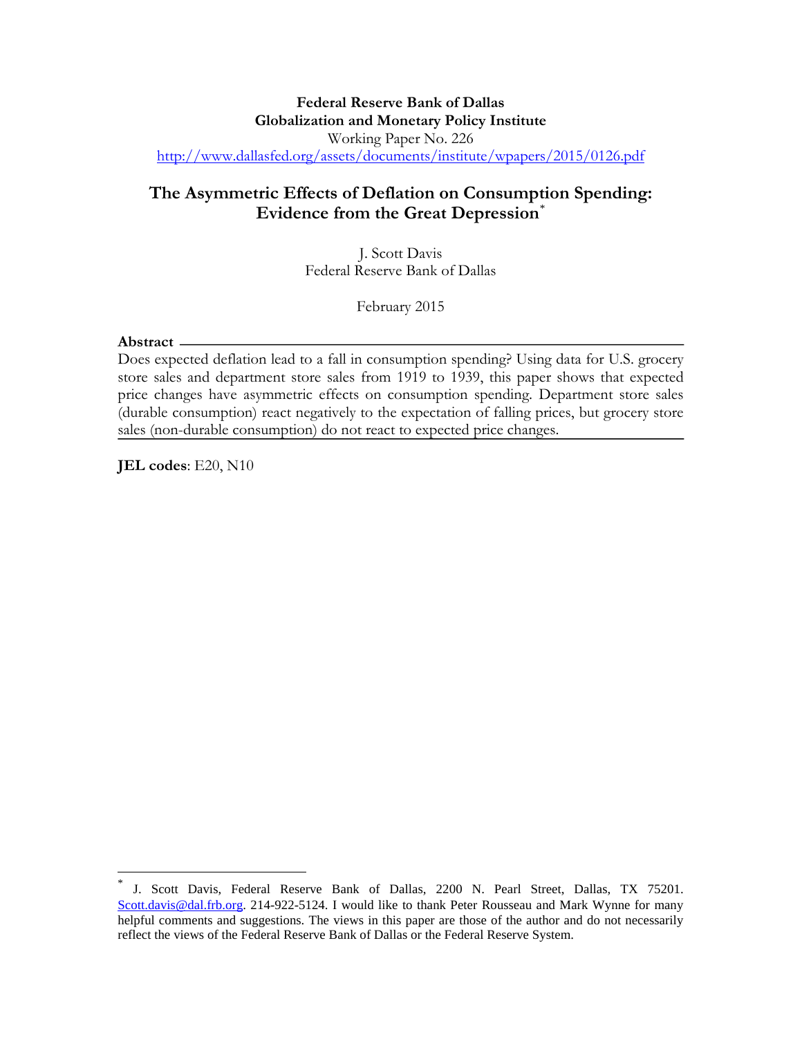**Federal Reserve Bank of Dallas**
**Globalization and Monetary Policy Institute**
Working Paper No. 226
http://www.dallasfed.org/assets/documents/institute/wpapers/2015/0126.pdf

# The Asymmetric Effects of Deflation on Consumption Spending: Evidence from the Great Depression[*]

J. Scott Davis
Federal Reserve Bank of Dallas

February 2015

**Abstract**

Does expected deflation lead to a fall in consumption spending? Using data for U.S. grocery store sales and department store sales from 1919 to 1939, this paper shows that expected price changes have asymmetric effects on consumption spending. Department store sales (durable consumption) react negatively to the expectation of falling prices, but grocery store sales (non-durable consumption) do not react to expected price changes.

**JEL codes**: E20, N10

[*] J. Scott Davis, Federal Reserve Bank of Dallas, 2200 N. Pearl Street, Dallas, TX 75201. Scott.davis@dal.frb.org. 214-922-5124. I would like to thank Peter Rousseau and Mark Wynne for many helpful comments and suggestions. The views in this paper are those of the author and do not necessarily reflect the views of the Federal Reserve Bank of Dallas or the Federal Reserve System.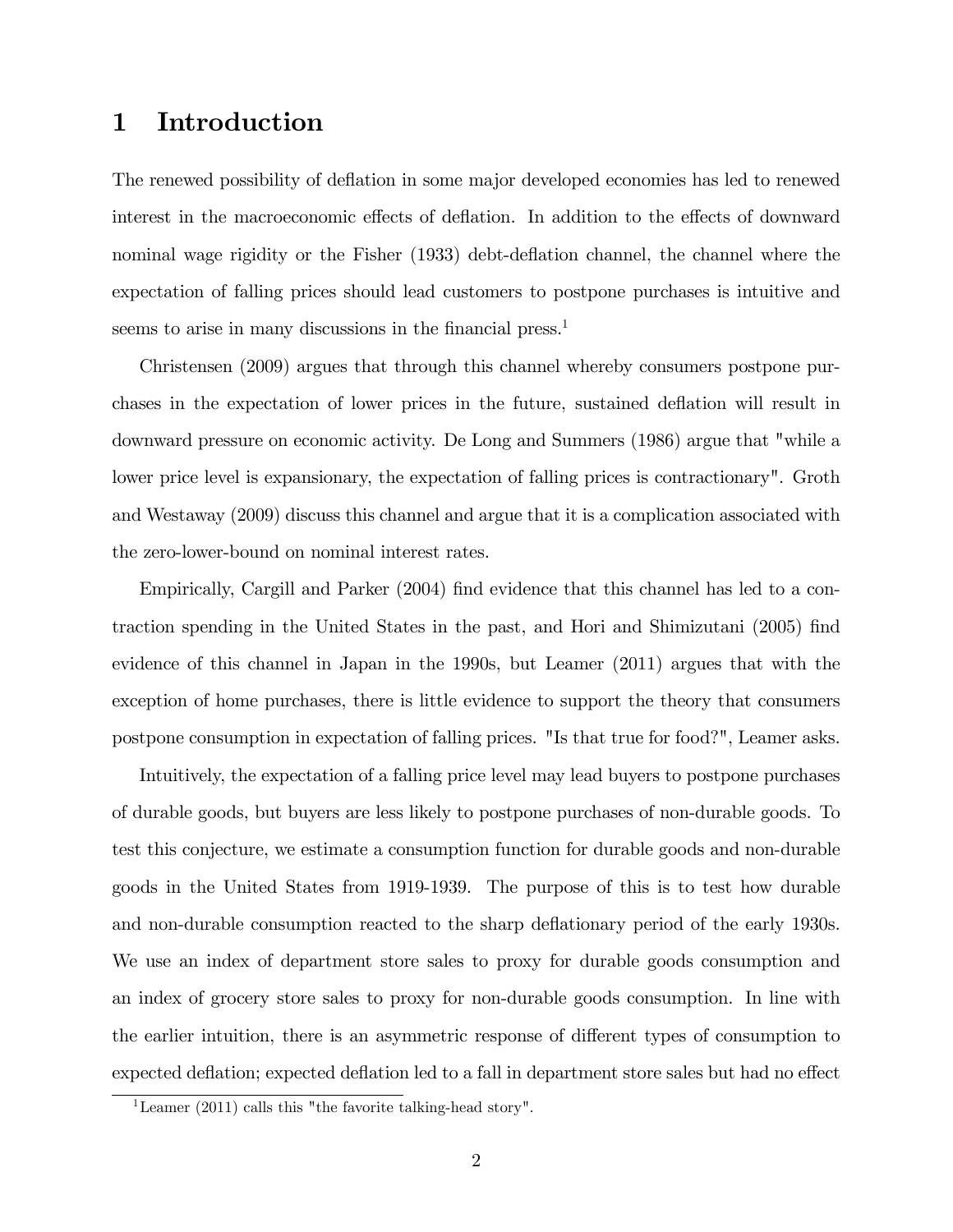# 1 Introduction

The renewed possibility of deflation in some major developed economies has led to renewed interest in the macroeconomic effects of deflation. In addition to the effects of downward nominal wage rigidity or the Fisher (1933) debt-deflation channel, the channel where the expectation of falling prices should lead customers to postpone purchases is intuitive and seems to arise in many discussions in the financial press.[1]

Christensen (2009) argues that through this channel whereby consumers postpone purchases in the expectation of lower prices in the future, sustained deflation will result in downward pressure on economic activity. De Long and Summers (1986) argue that "while a lower price level is expansionary, the expectation of falling prices is contractionary". Groth and Westaway (2009) discuss this channel and argue that it is a complication associated with the zero-lower-bound on nominal interest rates.

Empirically, Cargill and Parker (2004) find evidence that this channel has led to a contraction spending in the United States in the past, and Hori and Shimizutani (2005) find evidence of this channel in Japan in the 1990s, but Leamer (2011) argues that with the exception of home purchases, there is little evidence to support the theory that consumers postpone consumption in expectation of falling prices. "Is that true for food?", Leamer asks.

Intuitively, the expectation of a falling price level may lead buyers to postpone purchases of durable goods, but buyers are less likely to postpone purchases of non-durable goods. To test this conjecture, we estimate a consumption function for durable goods and non-durable goods in the United States from 1919-1939. The purpose of this is to test how durable and non-durable consumption reacted to the sharp deflationary period of the early 1930s. We use an index of department store sales to proxy for durable goods consumption and an index of grocery store sales to proxy for non-durable goods consumption. In line with the earlier intuition, there is an asymmetric response of different types of consumption to expected deflation; expected deflation led to a fall in department store sales but had no effect

[1] Leamer (2011) calls this "the favorite talking-head story".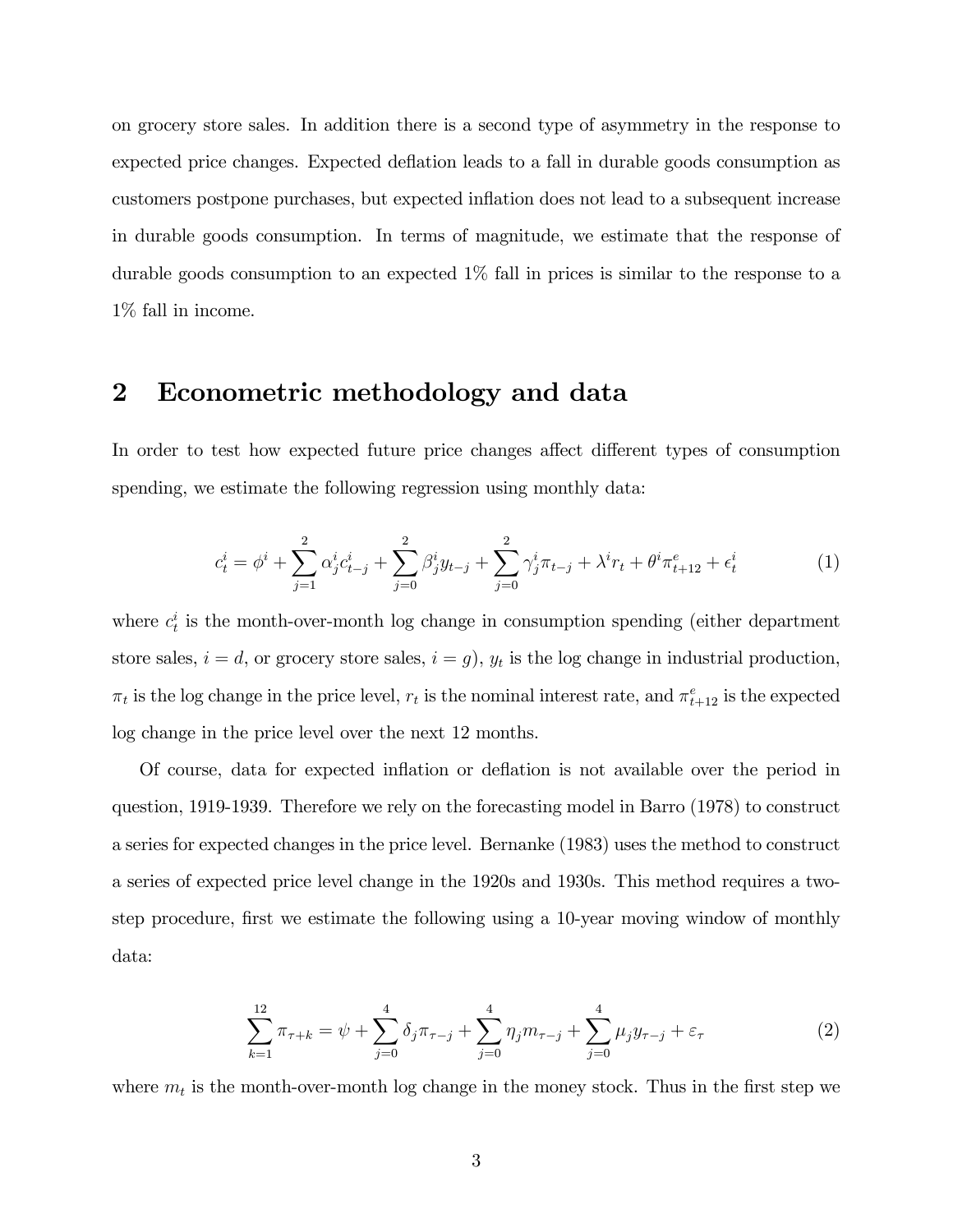on grocery store sales. In addition there is a second type of asymmetry in the response to expected price changes. Expected deflation leads to a fall in durable goods consumption as customers postpone purchases, but expected inflation does not lead to a subsequent increase in durable goods consumption. In terms of magnitude, we estimate that the response of durable goods consumption to an expected 1% fall in prices is similar to the response to a 1% fall in income.

## 2 Econometric methodology and data

In order to test how expected future price changes affect different types of consumption spending, we estimate the following regression using monthly data:

$$c_t^i = \phi^i + \sum_{j=1}^{2} \alpha_j^i c_{t-j}^i + \sum_{j=0}^{2} \beta_j^i y_{t-j} + \sum_{j=0}^{2} \gamma_j^i \pi_{t-j} + \lambda^i r_t + \theta^i \pi_{t+12}^e + \epsilon_t^i \tag{1}$$

where $c_t^i$ is the month-over-month log change in consumption spending (either department store sales, $i = d$, or grocery store sales, $i = g$), $y_t$ is the log change in industrial production, $\pi_t$ is the log change in the price level, $r_t$ is the nominal interest rate, and $\pi_{t+12}^e$ is the expected log change in the price level over the next 12 months.

Of course, data for expected inflation or deflation is not available over the period in question, 1919-1939. Therefore we rely on the forecasting model in Barro (1978) to construct a series for expected changes in the price level. Bernanke (1983) uses the method to construct a series of expected price level change in the 1920s and 1930s. This method requires a two-step procedure, first we estimate the following using a 10-year moving window of monthly data:

$$\sum_{k=1}^{12} \pi_{\tau+k} = \psi + \sum_{j=0}^{4} \delta_j \pi_{\tau-j} + \sum_{j=0}^{4} \eta_j m_{\tau-j} + \sum_{j=0}^{4} \mu_j y_{\tau-j} + \varepsilon_\tau \tag{2}$$

where $m_t$ is the month-over-month log change in the money stock. Thus in the first step we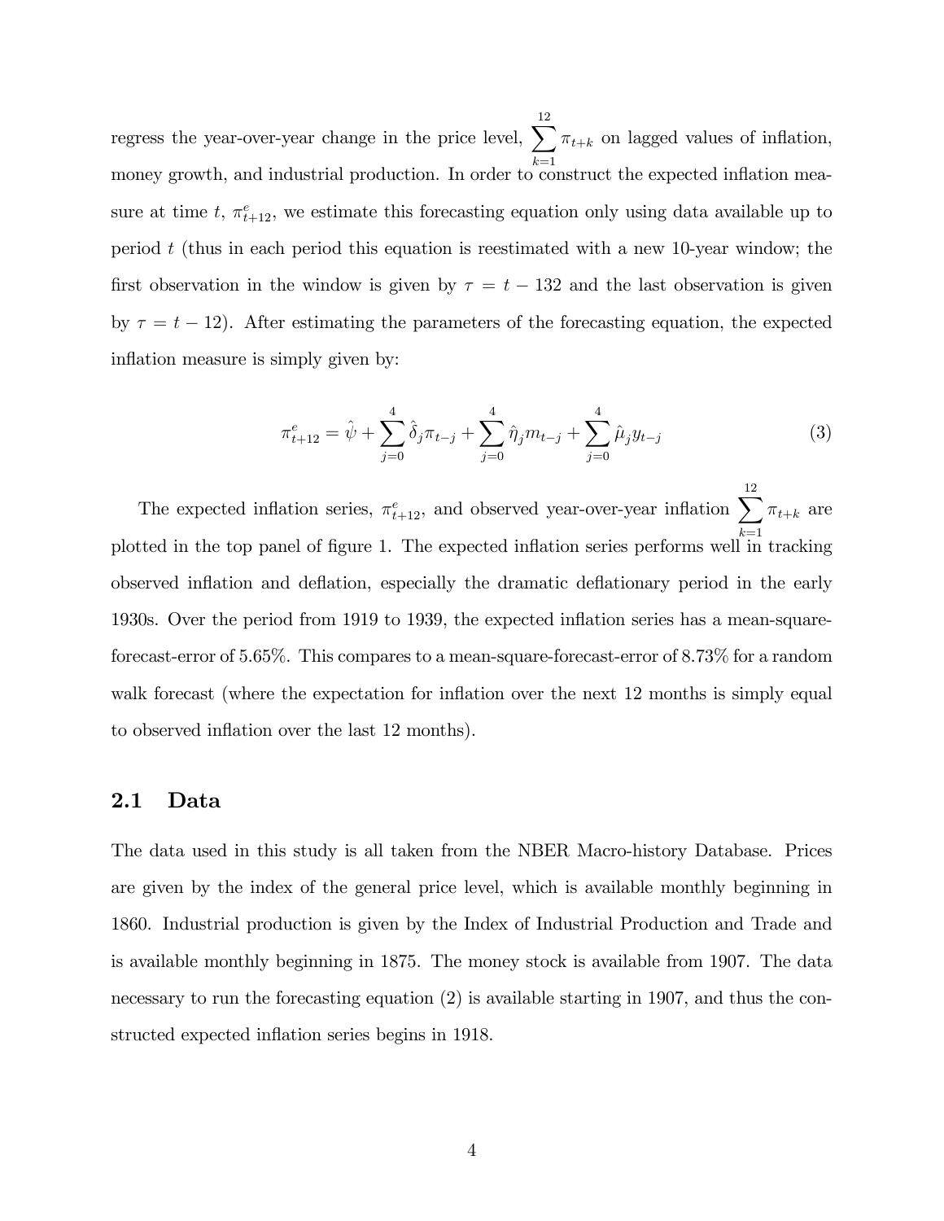regress the year-over-year change in the price level, $\sum_{k=1}^{12} \pi_{t+k}$ on lagged values of inflation, money growth, and industrial production. In order to construct the expected inflation measure at time $t$, $\pi^e_{t+12}$, we estimate this forecasting equation only using data available up to period $t$ (thus in each period this equation is reestimated with a new 10-year window; the first observation in the window is given by $\tau = t - 132$ and the last observation is given by $\tau = t - 12$). After estimating the parameters of the forecasting equation, the expected inflation measure is simply given by:

$$\pi^e_{t+12} = \hat{\psi} + \sum_{j=0}^{4} \hat{\delta}_j \pi_{t-j} + \sum_{j=0}^{4} \hat{\eta}_j m_{t-j} + \sum_{j=0}^{4} \hat{\mu}_j y_{t-j} \tag{3}$$

The expected inflation series, $\pi^e_{t+12}$, and observed year-over-year inflation $\sum_{k=1}^{12} \pi_{t+k}$ are plotted in the top panel of figure 1. The expected inflation series performs well in tracking observed inflation and deflation, especially the dramatic deflationary period in the early 1930s. Over the period from 1919 to 1939, the expected inflation series has a mean-square-forecast-error of 5.65%. This compares to a mean-square-forecast-error of 8.73% for a random walk forecast (where the expectation for inflation over the next 12 months is simply equal to observed inflation over the last 12 months).

## 2.1 Data

The data used in this study is all taken from the NBER Macro-history Database. Prices are given by the index of the general price level, which is available monthly beginning in 1860. Industrial production is given by the Index of Industrial Production and Trade and is available monthly beginning in 1875. The money stock is available from 1907. The data necessary to run the forecasting equation (2) is available starting in 1907, and thus the constructed expected inflation series begins in 1918.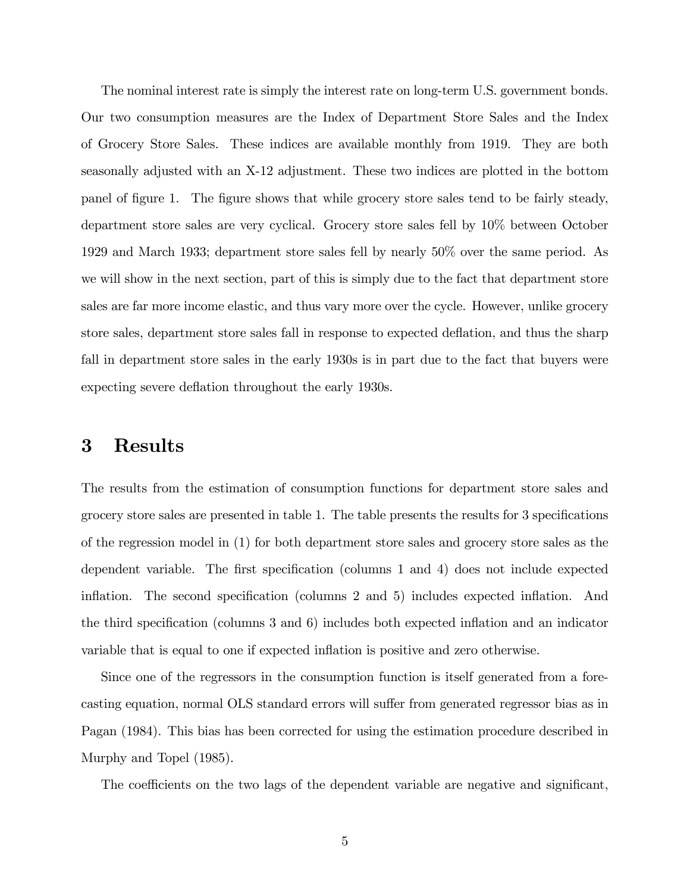The nominal interest rate is simply the interest rate on long-term U.S. government bonds. Our two consumption measures are the Index of Department Store Sales and the Index of Grocery Store Sales. These indices are available monthly from 1919. They are both seasonally adjusted with an X-12 adjustment. These two indices are plotted in the bottom panel of figure 1. The figure shows that while grocery store sales tend to be fairly steady, department store sales are very cyclical. Grocery store sales fell by 10% between October 1929 and March 1933; department store sales fell by nearly 50% over the same period. As we will show in the next section, part of this is simply due to the fact that department store sales are far more income elastic, and thus vary more over the cycle. However, unlike grocery store sales, department store sales fall in response to expected deflation, and thus the sharp fall in department store sales in the early 1930s is in part due to the fact that buyers were expecting severe deflation throughout the early 1930s.

# 3 Results

The results from the estimation of consumption functions for department store sales and grocery store sales are presented in table 1. The table presents the results for 3 specifications of the regression model in (1) for both department store sales and grocery store sales as the dependent variable. The first specification (columns 1 and 4) does not include expected inflation. The second specification (columns 2 and 5) includes expected inflation. And the third specification (columns 3 and 6) includes both expected inflation and an indicator variable that is equal to one if expected inflation is positive and zero otherwise.

Since one of the regressors in the consumption function is itself generated from a forecasting equation, normal OLS standard errors will suffer from generated regressor bias as in Pagan (1984). This bias has been corrected for using the estimation procedure described in Murphy and Topel (1985).

The coefficients on the two lags of the dependent variable are negative and significant,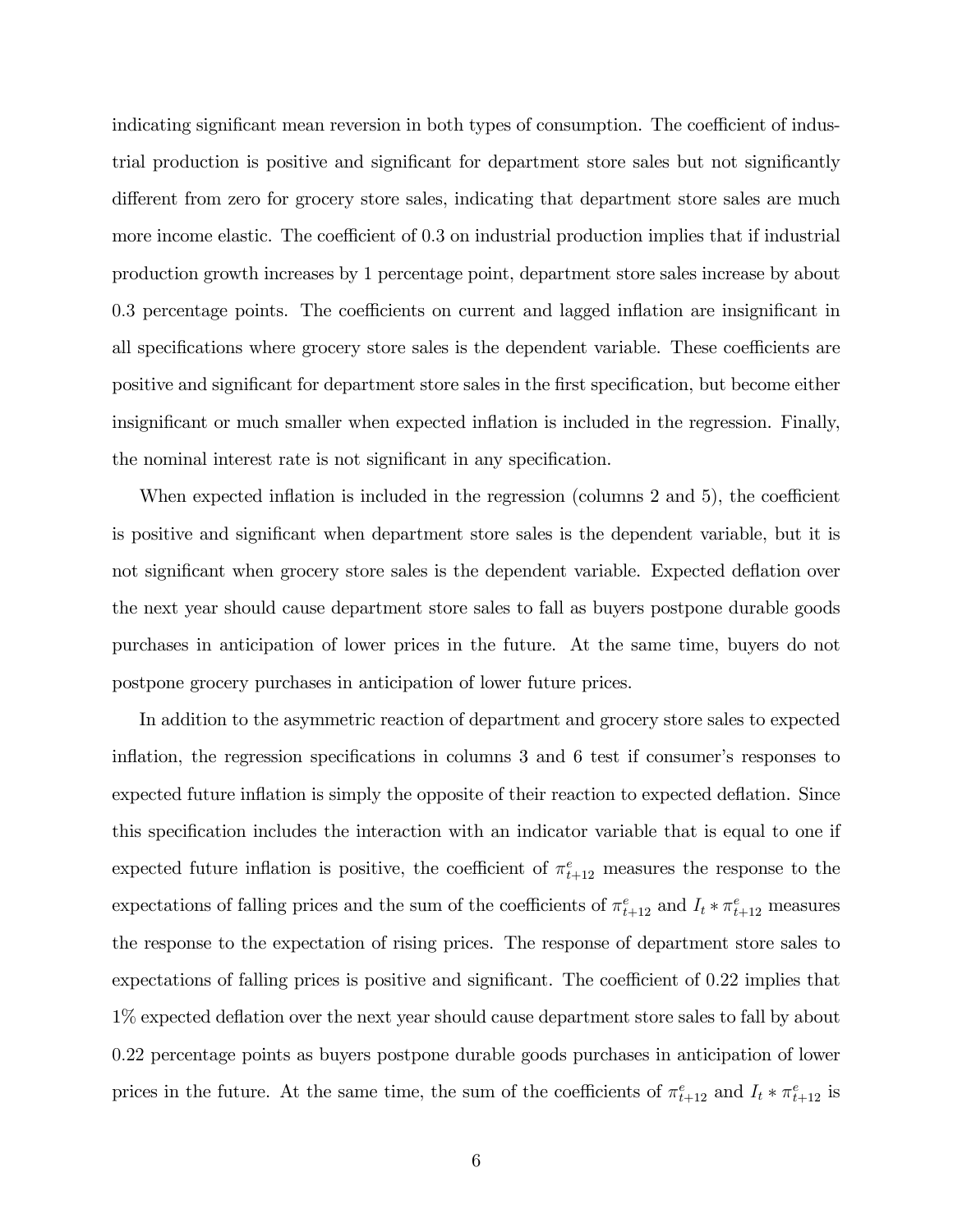indicating significant mean reversion in both types of consumption. The coefficient of industrial production is positive and significant for department store sales but not significantly different from zero for grocery store sales, indicating that department store sales are much more income elastic. The coefficient of 0.3 on industrial production implies that if industrial production growth increases by 1 percentage point, department store sales increase by about 0.3 percentage points. The coefficients on current and lagged inflation are insignificant in all specifications where grocery store sales is the dependent variable. These coefficients are positive and significant for department store sales in the first specification, but become either insignificant or much smaller when expected inflation is included in the regression. Finally, the nominal interest rate is not significant in any specification.

When expected inflation is included in the regression (columns 2 and 5), the coefficient is positive and significant when department store sales is the dependent variable, but it is not significant when grocery store sales is the dependent variable. Expected deflation over the next year should cause department store sales to fall as buyers postpone durable goods purchases in anticipation of lower prices in the future. At the same time, buyers do not postpone grocery purchases in anticipation of lower future prices.

In addition to the asymmetric reaction of department and grocery store sales to expected inflation, the regression specifications in columns 3 and 6 test if consumer's responses to expected future inflation is simply the opposite of their reaction to expected deflation. Since this specification includes the interaction with an indicator variable that is equal to one if expected future inflation is positive, the coefficient of $\pi^e_{t+12}$ measures the response to the expectations of falling prices and the sum of the coefficients of $\pi^e_{t+12}$ and $I_t * \pi^e_{t+12}$ measures the response to the expectation of rising prices. The response of department store sales to expectations of falling prices is positive and significant. The coefficient of 0.22 implies that 1% expected deflation over the next year should cause department store sales to fall by about 0.22 percentage points as buyers postpone durable goods purchases in anticipation of lower prices in the future. At the same time, the sum of the coefficients of $\pi^e_{t+12}$ and $I_t * \pi^e_{t+12}$ is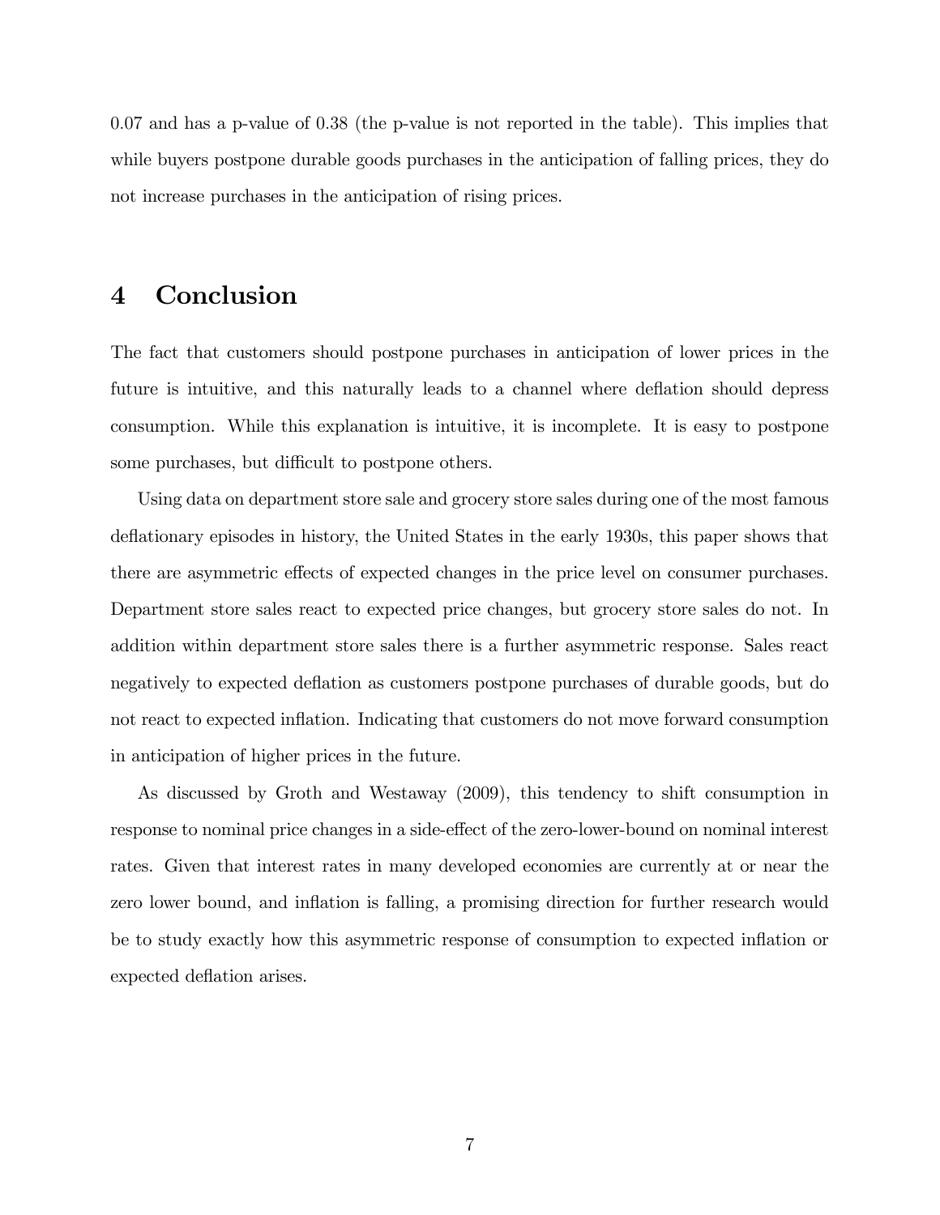0.07 and has a p-value of 0.38 (the p-value is not reported in the table). This implies that while buyers postpone durable goods purchases in the anticipation of falling prices, they do not increase purchases in the anticipation of rising prices.

## 4 Conclusion

The fact that customers should postpone purchases in anticipation of lower prices in the future is intuitive, and this naturally leads to a channel where deflation should depress consumption. While this explanation is intuitive, it is incomplete. It is easy to postpone some purchases, but difficult to postpone others.

Using data on department store sale and grocery store sales during one of the most famous deflationary episodes in history, the United States in the early 1930s, this paper shows that there are asymmetric effects of expected changes in the price level on consumer purchases. Department store sales react to expected price changes, but grocery store sales do not. In addition within department store sales there is a further asymmetric response. Sales react negatively to expected deflation as customers postpone purchases of durable goods, but do not react to expected inflation. Indicating that customers do not move forward consumption in anticipation of higher prices in the future.

As discussed by Groth and Westaway (2009), this tendency to shift consumption in response to nominal price changes in a side-effect of the zero-lower-bound on nominal interest rates. Given that interest rates in many developed economies are currently at or near the zero lower bound, and inflation is falling, a promising direction for further research would be to study exactly how this asymmetric response of consumption to expected inflation or expected deflation arises.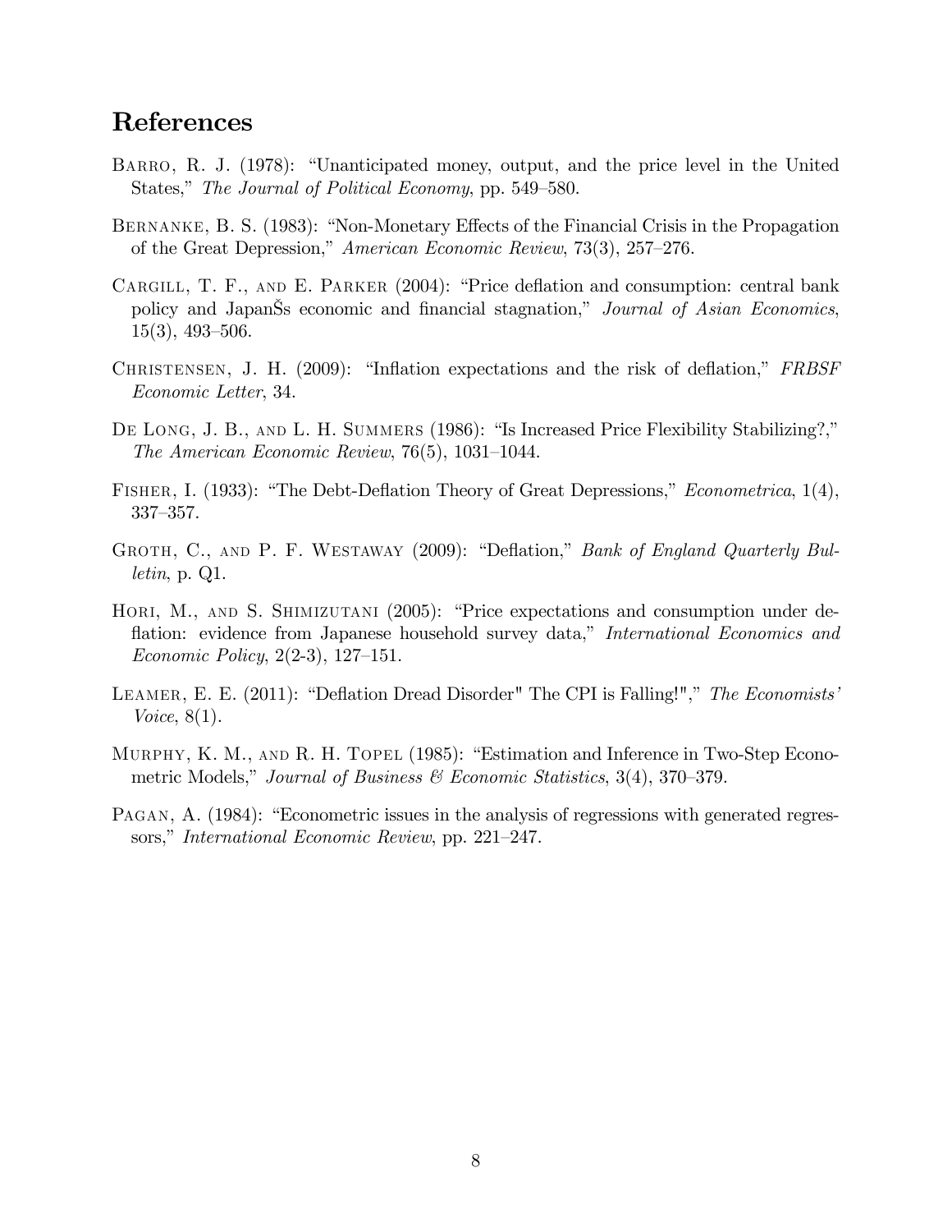## References

Barro, R. J. (1978): "Unanticipated money, output, and the price level in the United States," *The Journal of Political Economy*, pp. 549–580.

Bernanke, B. S. (1983): "Non-Monetary Effects of the Financial Crisis in the Propagation of the Great Depression," *American Economic Review*, 73(3), 257–276.

Cargill, T. F., and E. Parker (2004): "Price deflation and consumption: central bank policy and JapanŠs economic and financial stagnation," *Journal of Asian Economics*, 15(3), 493–506.

Christensen, J. H. (2009): "Inflation expectations and the risk of deflation," *FRBSF Economic Letter*, 34.

De Long, J. B., and L. H. Summers (1986): "Is Increased Price Flexibility Stabilizing?," *The American Economic Review*, 76(5), 1031–1044.

Fisher, I. (1933): "The Debt-Deflation Theory of Great Depressions," *Econometrica*, 1(4), 337–357.

Groth, C., and P. F. Westaway (2009): "Deflation," *Bank of England Quarterly Bulletin*, p. Q1.

Hori, M., and S. Shimizutani (2005): "Price expectations and consumption under deflation: evidence from Japanese household survey data," *International Economics and Economic Policy*, 2(2-3), 127–151.

Leamer, E. E. (2011): "Deflation Dread Disorder" The CPI is Falling!"," *The Economists' Voice*, 8(1).

Murphy, K. M., and R. H. Topel (1985): "Estimation and Inference in Two-Step Econometric Models," *Journal of Business & Economic Statistics*, 3(4), 370–379.

Pagan, A. (1984): "Econometric issues in the analysis of regressions with generated regressors," *International Economic Review*, pp. 221–247.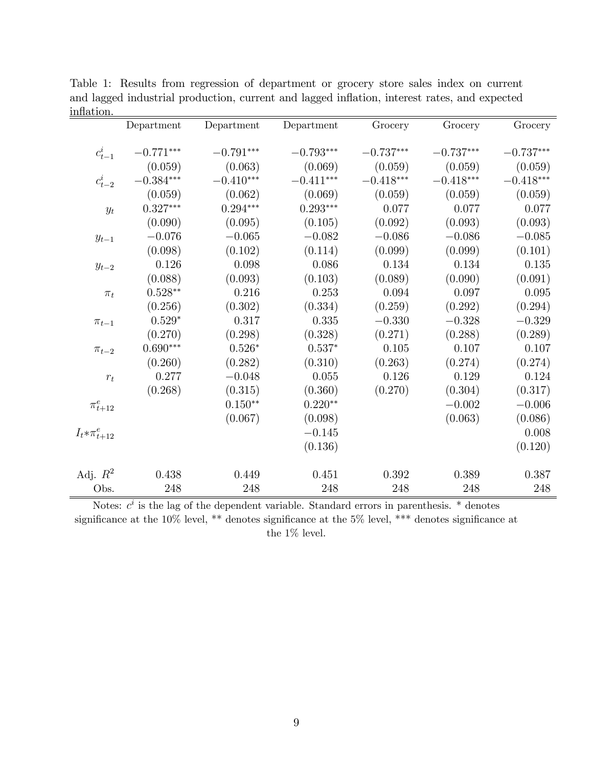Table 1: Results from regression of department or grocery store sales index on current and lagged industrial production, current and lagged inflation, interest rates, and expected inflation.

| | Department | Department | Department | Grocery | Grocery | Grocery |
|---|---|---|---|---|---|---|
| $c^i_{t-1}$ | $-0.771^{***}$ | $-0.791^{***}$ | $-0.793^{***}$ | $-0.737^{***}$ | $-0.737^{***}$ | $-0.737^{***}$ |
| | (0.059) | (0.063) | (0.069) | (0.059) | (0.059) | (0.059) |
| $c^i_{t-2}$ | $-0.384^{***}$ | $-0.410^{***}$ | $-0.411^{***}$ | $-0.418^{***}$ | $-0.418^{***}$ | $-0.418^{***}$ |
| | (0.059) | (0.062) | (0.069) | (0.059) | (0.059) | (0.059) |
| $y_t$ | $0.327^{***}$ | $0.294^{***}$ | $0.293^{***}$ | 0.077 | 0.077 | 0.077 |
| | (0.090) | (0.095) | (0.105) | (0.092) | (0.093) | (0.093) |
| $y_{t-1}$ | $-0.076$ | $-0.065$ | $-0.082$ | $-0.086$ | $-0.086$ | $-0.085$ |
| | (0.098) | (0.102) | (0.114) | (0.099) | (0.099) | (0.101) |
| $y_{t-2}$ | 0.126 | 0.098 | 0.086 | 0.134 | 0.134 | 0.135 |
| | (0.088) | (0.093) | (0.103) | (0.089) | (0.090) | (0.091) |
| $\pi_t$ | $0.528^{**}$ | 0.216 | 0.253 | 0.094 | 0.097 | 0.095 |
| | (0.256) | (0.302) | (0.334) | (0.259) | (0.292) | (0.294) |
| $\pi_{t-1}$ | $0.529^{*}$ | 0.317 | 0.335 | $-0.330$ | $-0.328$ | $-0.329$ |
| | (0.270) | (0.298) | (0.328) | (0.271) | (0.288) | (0.289) |
| $\pi_{t-2}$ | $0.690^{***}$ | $0.526^{*}$ | $0.537^{*}$ | 0.105 | 0.107 | 0.107 |
| | (0.260) | (0.282) | (0.310) | (0.263) | (0.274) | (0.274) |
| $r_t$ | 0.277 | $-0.048$ | 0.055 | 0.126 | 0.129 | 0.124 |
| | (0.268) | (0.315) | (0.360) | (0.270) | (0.304) | (0.317) |
| $\pi^e_{t+12}$ | | $0.150^{**}$ | $0.220^{**}$ | | $-0.002$ | $-0.006$ |
| | | (0.067) | (0.098) | | (0.063) | (0.086) |
| $I_t{*}\pi^e_{t+12}$ | | | $-0.145$ | | | 0.008 |
| | | | (0.136) | | | (0.120) |
| Adj. $R^2$ | 0.438 | 0.449 | 0.451 | 0.392 | 0.389 | 0.387 |
| Obs. | 248 | 248 | 248 | 248 | 248 | 248 |

Notes: $c^i$ is the lag of the dependent variable. Standard errors in parenthesis. * denotes significance at the 10% level, ** denotes significance at the 5% level, *** denotes significance at the 1% level.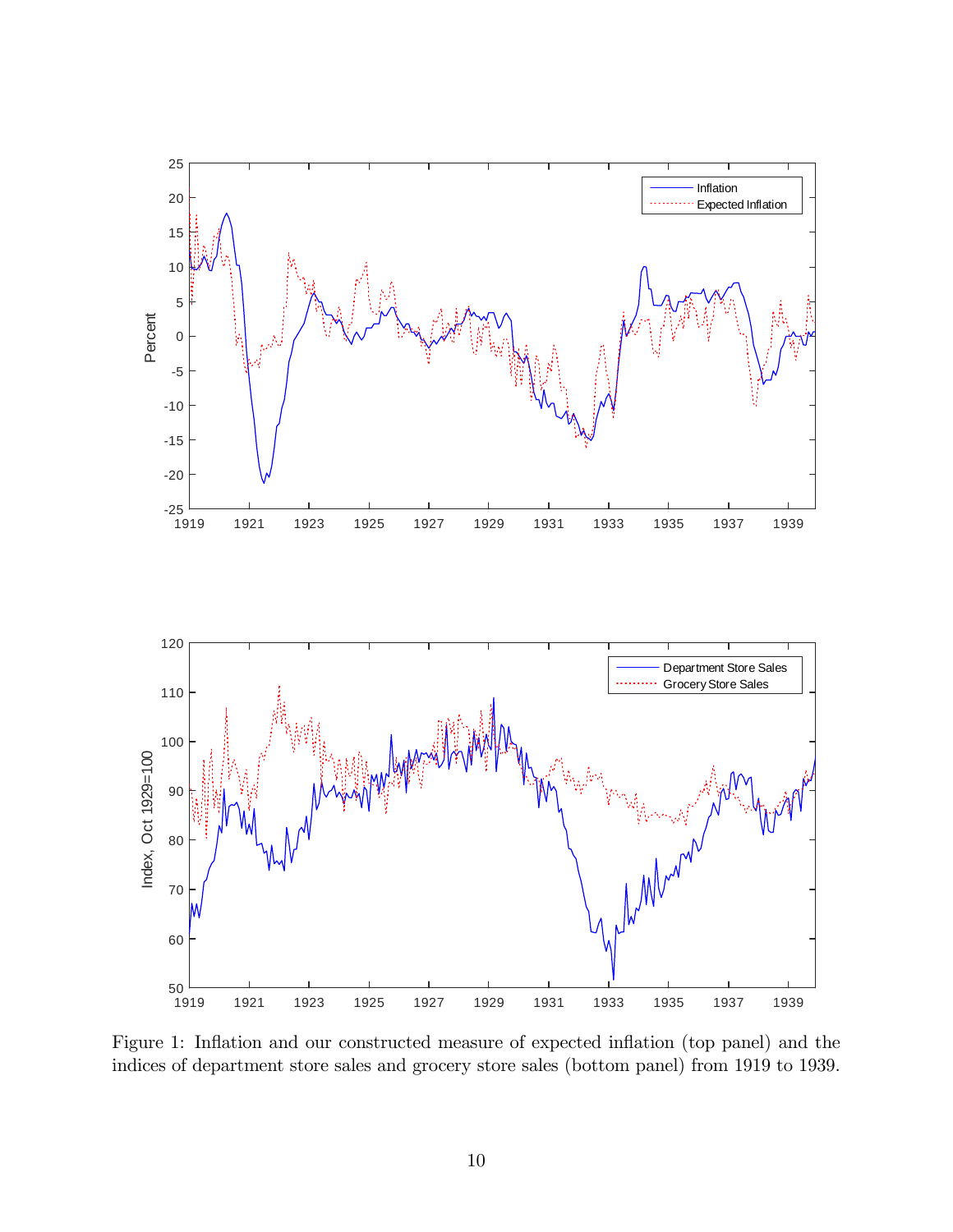25
20
15
10
5
0
-5
-10
-15
-20
-25

Percent

1919 1921 1923 1925 1927 1929 1931 1933 1935 1937 1939

Inflation
Expected Inflation

120
110
100
90
80
70
60
50

Index, Oct 1929=100

1919 1921 1923 1925 1927 1929 1931 1933 1935 1937 1939

Department Store Sales
Grocery Store Sales

Figure 1: Inflation and our constructed measure of expected inflation (top panel) and the indices of department store sales and grocery store sales (bottom panel) from 1919 to 1939.